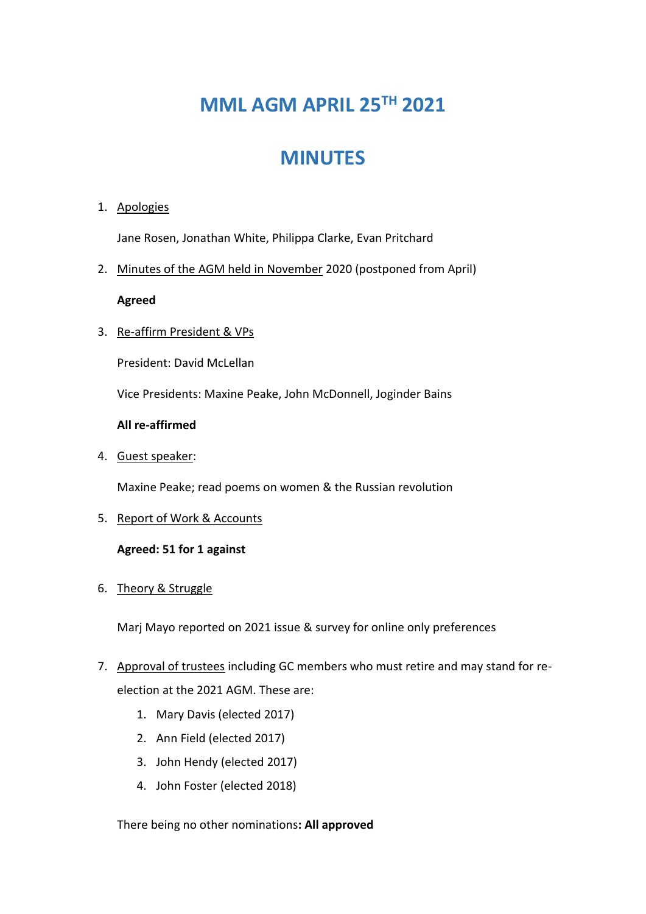# MML AGM APRIL 25TH 2021

# MINUTES

1. Apologies

   Jane Rosen, Jonathan White, Philippa Clarke, Evan Pritchard

2. Minutes of the AGM held in November 2020 (postponed from April)

   **Agreed**

3. Re-affirm President & VPs

   President: David McLellan

   Vice Presidents: Maxine Peake, John McDonnell, Joginder Bains

   **All re-affirmed**

4. Guest speaker:

   Maxine Peake; read poems on women & the Russian revolution

5. Report of Work & Accounts

   **Agreed: 51 for 1 against**

6. Theory & Struggle

   Marj Mayo reported on 2021 issue & survey for online only preferences

7. Approval of trustees including GC members who must retire and may stand for re-election at the 2021 AGM. These are:
   1. Mary Davis (elected 2017)
   2. Ann Field (elected 2017)
   3. John Hendy (elected 2017)
   4. John Foster (elected 2018)

   There being no other nominations**: All approved**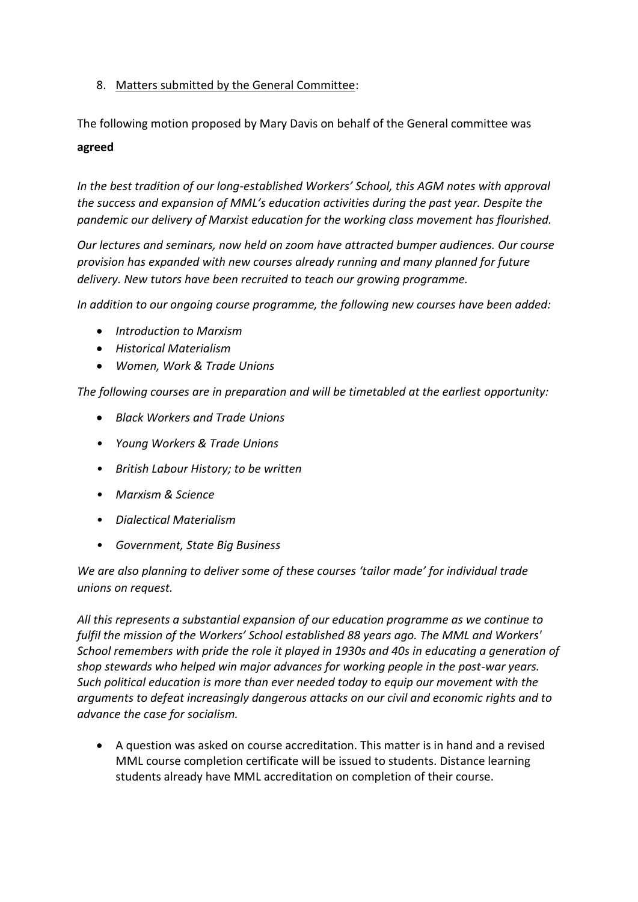8. Matters submitted by the General Committee:

The following motion proposed by Mary Davis on behalf of the General committee was **agreed**

*In the best tradition of our long-established Workers' School, this AGM notes with approval the success and expansion of MML's education activities during the past year. Despite the pandemic our delivery of Marxist education for the working class movement has flourished.*

*Our lectures and seminars, now held on zoom have attracted bumper audiences. Our course provision has expanded with new courses already running and many planned for future delivery. New tutors have been recruited to teach our growing programme.*

*In addition to our ongoing course programme, the following new courses have been added:*

- *Introduction to Marxism*
- *Historical Materialism*
- *Women, Work & Trade Unions*

*The following courses are in preparation and will be timetabled at the earliest opportunity:*

- *Black Workers and Trade Unions*
- *Young Workers & Trade Unions*
- *British Labour History; to be written*
- *Marxism & Science*
- *Dialectical Materialism*
- *Government, State Big Business*

*We are also planning to deliver some of these courses 'tailor made' for individual trade unions on request.*

*All this represents a substantial expansion of our education programme as we continue to fulfil the mission of the Workers' School established 88 years ago. The MML and Workers' School remembers with pride the role it played in 1930s and 40s in educating a generation of shop stewards who helped win major advances for working people in the post-war years. Such political education is more than ever needed today to equip our movement with the arguments to defeat increasingly dangerous attacks on our civil and economic rights and to advance the case for socialism.*

- A question was asked on course accreditation. This matter is in hand and a revised MML course completion certificate will be issued to students. Distance learning students already have MML accreditation on completion of their course.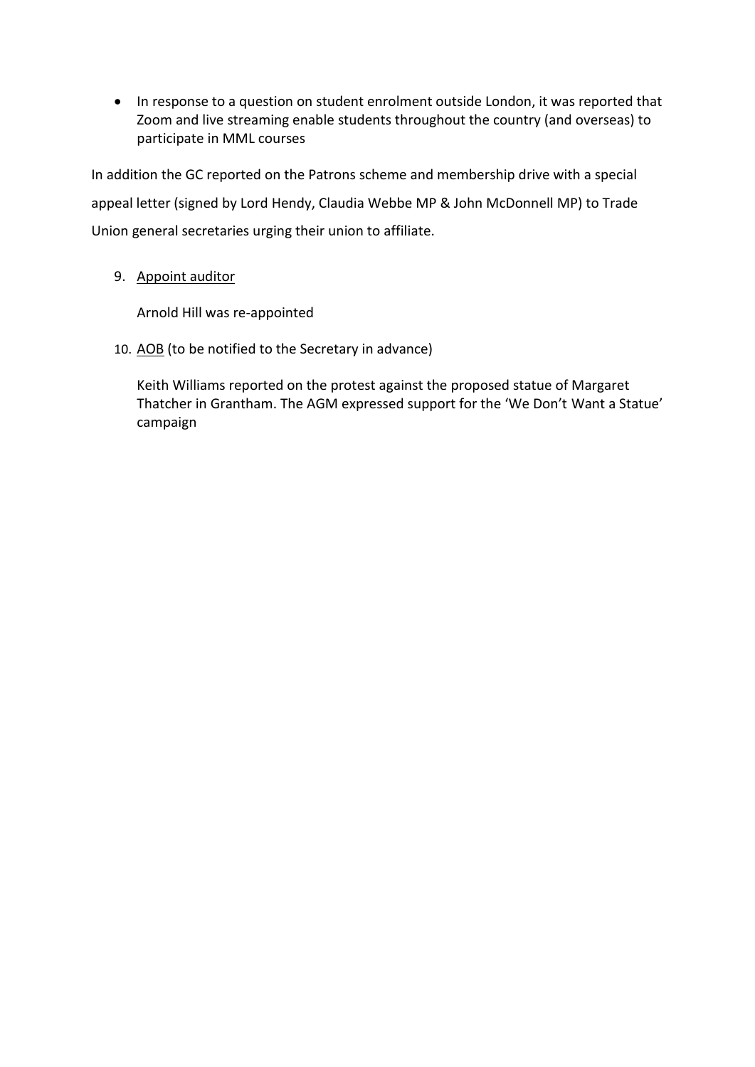- In response to a question on student enrolment outside London, it was reported that Zoom and live streaming enable students throughout the country (and overseas) to participate in MML courses

In addition the GC reported on the Patrons scheme and membership drive with a special appeal letter (signed by Lord Hendy, Claudia Webbe MP & John McDonnell MP) to Trade Union general secretaries urging their union to affiliate.

9. <u>Appoint auditor</u>

   Arnold Hill was re-appointed

10. <u>AOB</u> (to be notified to the Secretary in advance)

    Keith Williams reported on the protest against the proposed statue of Margaret Thatcher in Grantham. The AGM expressed support for the 'We Don't Want a Statue' campaign